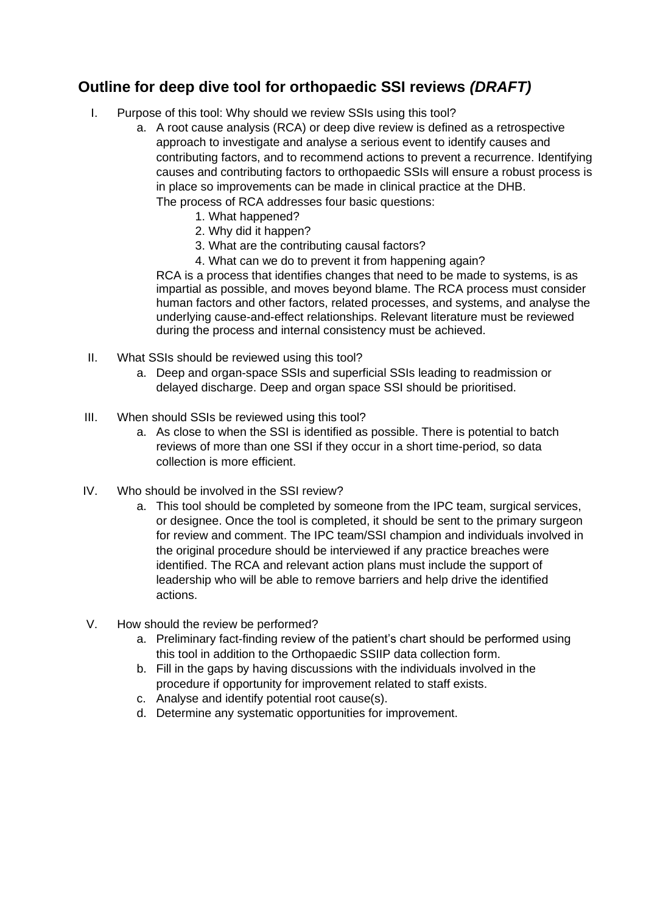## Outline for deep dive tool for orthopaedic SSI reviews *(DRAFT)*

I. Purpose of this tool: Why should we review SSIs using this tool?

   a. A root cause analysis (RCA) or deep dive review is defined as a retrospective approach to investigate and analyse a serious event to identify causes and contributing factors, and to recommend actions to prevent a recurrence. Identifying causes and contributing factors to orthopaedic SSIs will ensure a robust process is in place so improvements can be made in clinical practice at the DHB.
   The process of RCA addresses four basic questions:
      1. What happened?
      2. Why did it happen?
      3. What are the contributing causal factors?
      4. What can we do to prevent it from happening again?

   RCA is a process that identifies changes that need to be made to systems, is as impartial as possible, and moves beyond blame. The RCA process must consider human factors and other factors, related processes, and systems, and analyse the underlying cause-and-effect relationships. Relevant literature must be reviewed during the process and internal consistency must be achieved.

II. What SSIs should be reviewed using this tool?

   a. Deep and organ-space SSIs and superficial SSIs leading to readmission or delayed discharge. Deep and organ space SSI should be prioritised.

III. When should SSIs be reviewed using this tool?

   a. As close to when the SSI is identified as possible. There is potential to batch reviews of more than one SSI if they occur in a short time-period, so data collection is more efficient.

IV. Who should be involved in the SSI review?

   a. This tool should be completed by someone from the IPC team, surgical services, or designee. Once the tool is completed, it should be sent to the primary surgeon for review and comment. The IPC team/SSI champion and individuals involved in the original procedure should be interviewed if any practice breaches were identified. The RCA and relevant action plans must include the support of leadership who will be able to remove barriers and help drive the identified actions.

V. How should the review be performed?

   a. Preliminary fact-finding review of the patient's chart should be performed using this tool in addition to the Orthopaedic SSIIP data collection form.
   b. Fill in the gaps by having discussions with the individuals involved in the procedure if opportunity for improvement related to staff exists.
   c. Analyse and identify potential root cause(s).
   d. Determine any systematic opportunities for improvement.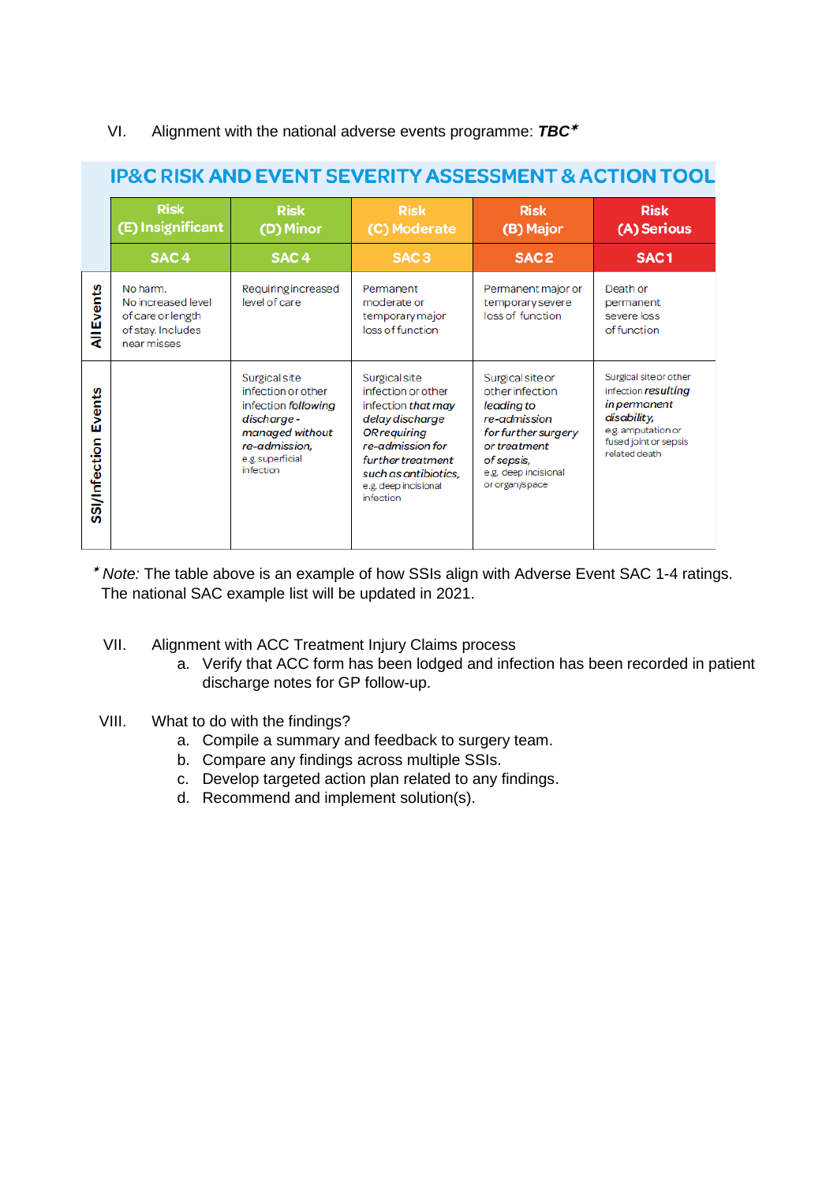VI. Alignment with the national adverse events programme: ***TBC****

## IP&C RISK AND EVENT SEVERITY ASSESSMENT & ACTION TOOL

| | Risk (E) Insignificant | Risk (D) Minor | Risk (C) Moderate | Risk (B) Major | Risk (A) Serious |
|---|---|---|---|---|---|
| | SAC 4 | SAC 4 | SAC 3 | SAC 2 | SAC 1 |
| All Events | No harm. No increased level of care or length of stay. Includes near misses | Requiring increased level of care | Permanent moderate or temporary major loss of function | Permanent major or temporary severe loss of function | Death or permanent severe loss of function |
| SSI/Infection Events | | Surgical site infection or other infection *following discharge - managed without re-admission,* e.g. superficial infection | Surgical site infection or other infection *that may delay discharge OR requiring re-admission for further treatment such as antibiotics,* e.g. deep incisional infection | Surgical site or other infection *leading to re-admission for further surgery or treatment of sepsis,* e.g. deep incisional or organ/space | Surgical site or other infection *resulting in permanent disability,* e.g. amputation or fused joint or sepsis related death |

* *Note:* The table above is an example of how SSIs align with Adverse Event SAC 1-4 ratings. The national SAC example list will be updated in 2021.

VII. Alignment with ACC Treatment Injury Claims process
   a. Verify that ACC form has been lodged and infection has been recorded in patient discharge notes for GP follow-up.

VIII. What to do with the findings?
   a. Compile a summary and feedback to surgery team.
   b. Compare any findings across multiple SSIs.
   c. Develop targeted action plan related to any findings.
   d. Recommend and implement solution(s).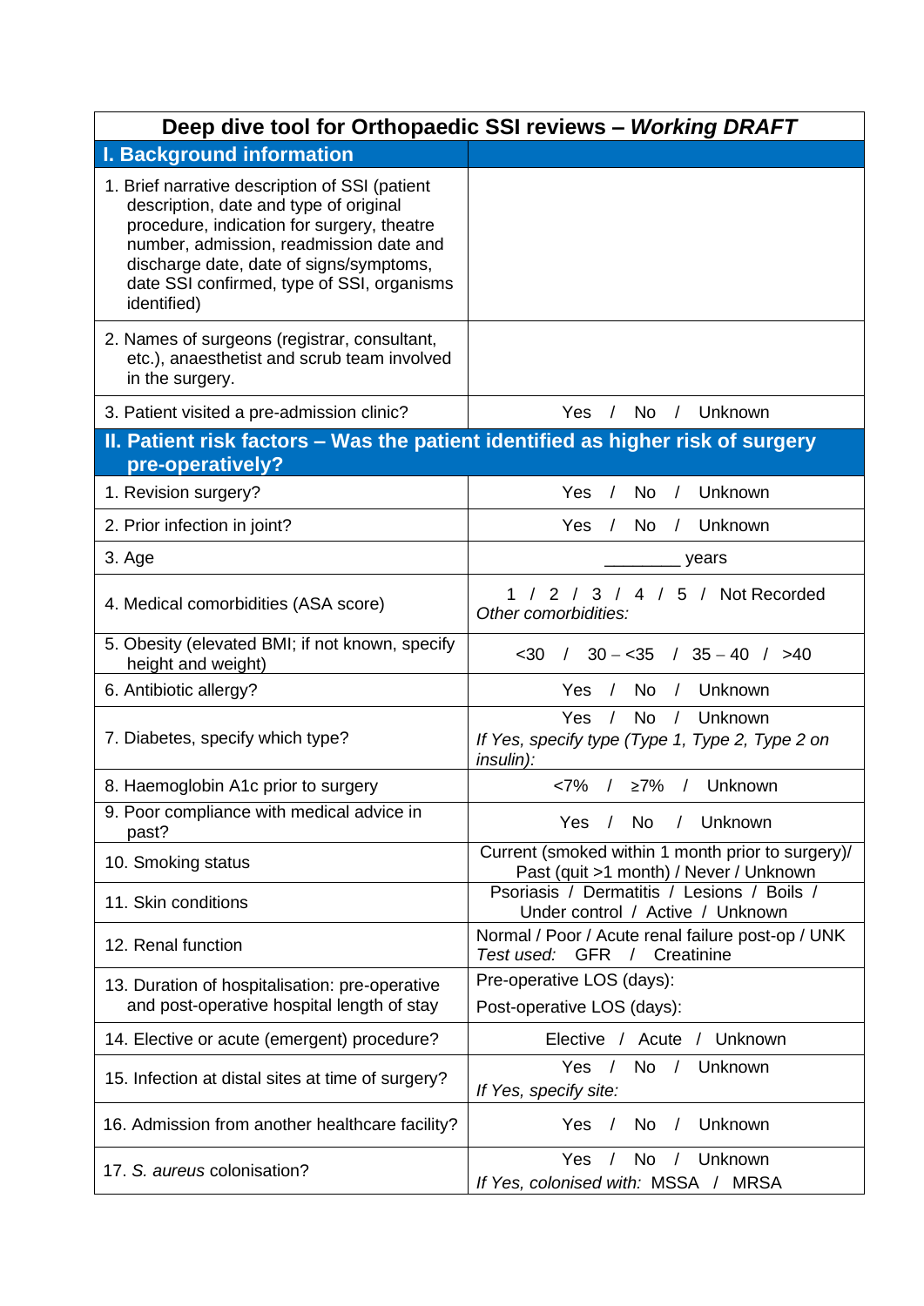| **Deep dive tool for Orthopaedic SSI reviews – *Working DRAFT*** | |
|---|---|
| **I. Background information** | |
| 1. Brief narrative description of SSI (patient description, date and type of original procedure, indication for surgery, theatre number, admission, readmission date and discharge date, date of signs/symptoms, date SSI confirmed, type of SSI, organisms identified) | |
| 2. Names of surgeons (registrar, consultant, etc.), anaesthetist and scrub team involved in the surgery. | |
| 3. Patient visited a pre-admission clinic? | Yes / No / Unknown |
| **II. Patient risk factors – Was the patient identified as higher risk of surgery pre-operatively?** | |
| 1. Revision surgery? | Yes / No / Unknown |
| 2. Prior infection in joint? | Yes / No / Unknown |
| 3. Age | ________ years |
| 4. Medical comorbidities (ASA score) | 1 / 2 / 3 / 4 / 5 / Not Recorded<br>*Other comorbidities:* |
| 5. Obesity (elevated BMI; if not known, specify height and weight) | <30 / 30 – <35 / 35 – 40 / >40 |
| 6. Antibiotic allergy? | Yes / No / Unknown |
| 7. Diabetes, specify which type? | Yes / No / Unknown<br>*If Yes, specify type (Type 1, Type 2, Type 2 on insulin):* |
| 8. Haemoglobin A1c prior to surgery | <7% / ≥7% / Unknown |
| 9. Poor compliance with medical advice in past? | Yes / No / Unknown |
| 10. Smoking status | Current (smoked within 1 month prior to surgery)/ Past (quit >1 month) / Never / Unknown |
| 11. Skin conditions | Psoriasis / Dermatitis / Lesions / Boils / Under control / Active / Unknown |
| 12. Renal function | Normal / Poor / Acute renal failure post-op / UNK<br>*Test used:* GFR / Creatinine |
| 13. Duration of hospitalisation: pre-operative and post-operative hospital length of stay | Pre-operative LOS (days):<br>Post-operative LOS (days): |
| 14. Elective or acute (emergent) procedure? | Elective / Acute / Unknown |
| 15. Infection at distal sites at time of surgery? | Yes / No / Unknown<br>*If Yes, specify site:* |
| 16. Admission from another healthcare facility? | Yes / No / Unknown |
| 17. *S. aureus* colonisation? | Yes / No / Unknown<br>*If Yes, colonised with:* MSSA / MRSA |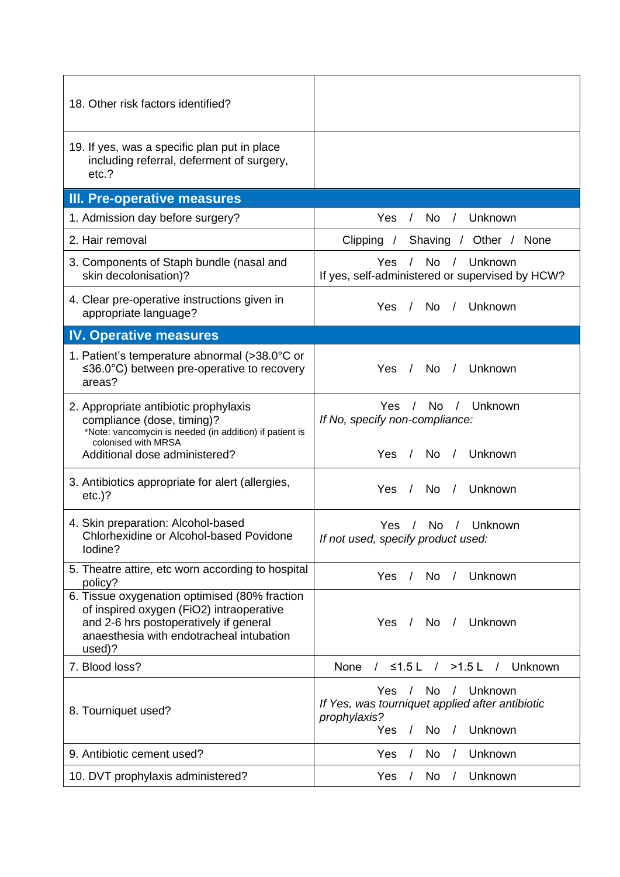| | |
|---|---|
| 18. Other risk factors identified? | |
| 19. If yes, was a specific plan put in place including referral, deferment of surgery, etc.? | |
| **III. Pre-operative measures** | |
| 1. Admission day before surgery? | Yes / No / Unknown |
| 2. Hair removal | Clipping / Shaving / Other / None |
| 3. Components of Staph bundle (nasal and skin decolonisation)? | Yes / No / Unknown<br>If yes, self-administered or supervised by HCW? |
| 4. Clear pre-operative instructions given in appropriate language? | Yes / No / Unknown |
| **IV. Operative measures** | |
| 1. Patient's temperature abnormal (>38.0°C or ≤36.0°C) between pre-operative to recovery areas? | Yes / No / Unknown |
| 2. Appropriate antibiotic prophylaxis compliance (dose, timing)?<br>*Note: vancomycin is needed (in addition) if patient is colonised with MRSA<br>Additional dose administered? | Yes / No / Unknown<br>*If No, specify non-compliance:*<br><br>Yes / No / Unknown |
| 3. Antibiotics appropriate for alert (allergies, etc.)? | Yes / No / Unknown |
| 4. Skin preparation: Alcohol-based Chlorhexidine or Alcohol-based Povidone Iodine? | Yes / No / Unknown<br>*If not used, specify product used:* |
| 5. Theatre attire, etc worn according to hospital policy? | Yes / No / Unknown |
| 6. Tissue oxygenation optimised (80% fraction of inspired oxygen (FiO2) intraoperative and 2-6 hrs postoperatively if general anaesthesia with endotracheal intubation used)? | Yes / No / Unknown |
| 7. Blood loss? | None / ≤1.5 L / >1.5 L / Unknown |
| 8. Tourniquet used? | Yes / No / Unknown<br>*If Yes, was tourniquet applied after antibiotic prophylaxis?*<br>Yes / No / Unknown |
| 9. Antibiotic cement used? | Yes / No / Unknown |
| 10. DVT prophylaxis administered? | Yes / No / Unknown |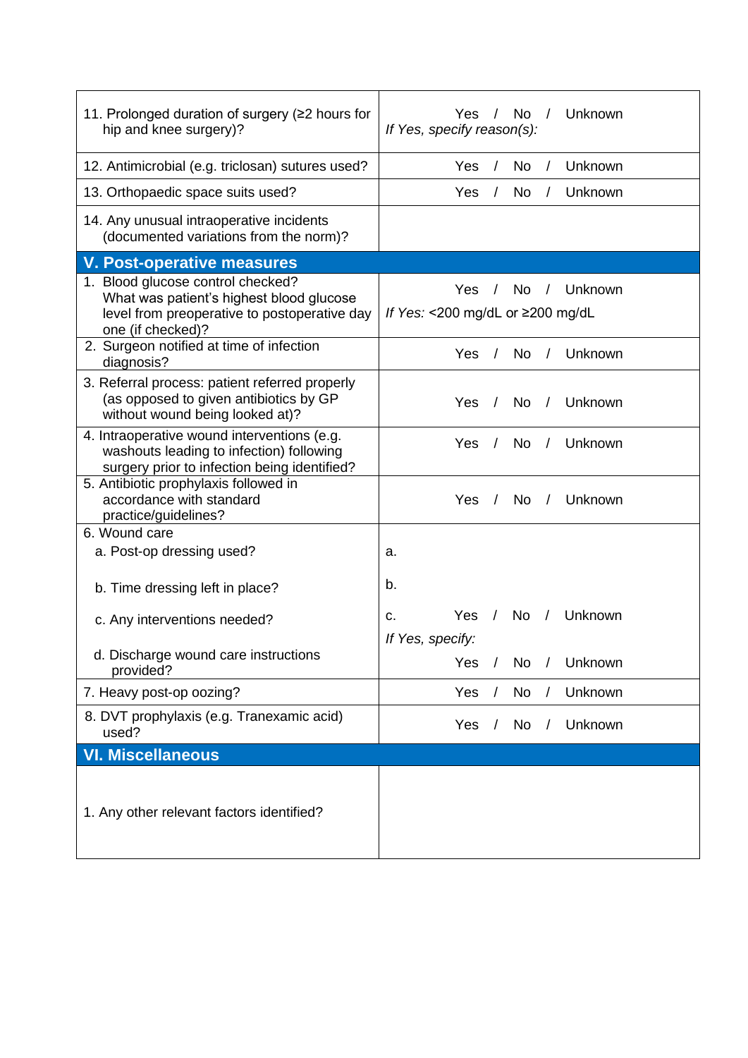| | |
|---|---|
| 11. Prolonged duration of surgery (≥2 hours for hip and knee surgery)? | Yes / No / Unknown<br>*If Yes, specify reason(s):* |
| 12. Antimicrobial (e.g. triclosan) sutures used? | Yes / No / Unknown |
| 13. Orthopaedic space suits used? | Yes / No / Unknown |
| 14. Any unusual intraoperative incidents (documented variations from the norm)? | |
| **V. Post-operative measures** | |
| 1. Blood glucose control checked? What was patient's highest blood glucose level from preoperative to postoperative day one (if checked)? | Yes / No / Unknown<br>*If Yes:* <200 mg/dL or ≥200 mg/dL |
| 2. Surgeon notified at time of infection diagnosis? | Yes / No / Unknown |
| 3. Referral process: patient referred properly (as opposed to given antibiotics by GP without wound being looked at)? | Yes / No / Unknown |
| 4. Intraoperative wound interventions (e.g. washouts leading to infection) following surgery prior to infection being identified? | Yes / No / Unknown |
| 5. Antibiotic prophylaxis followed in accordance with standard practice/guidelines? | Yes / No / Unknown |
| 6. Wound care<br>a. Post-op dressing used?<br>b. Time dressing left in place?<br>c. Any interventions needed?<br>d. Discharge wound care instructions provided? | a.<br>b.<br>c. Yes / No / Unknown<br>*If Yes, specify:*<br>Yes / No / Unknown |
| 7. Heavy post-op oozing? | Yes / No / Unknown |
| 8. DVT prophylaxis (e.g. Tranexamic acid) used? | Yes / No / Unknown |
| **VI. Miscellaneous** | |
| 1. Any other relevant factors identified? | |